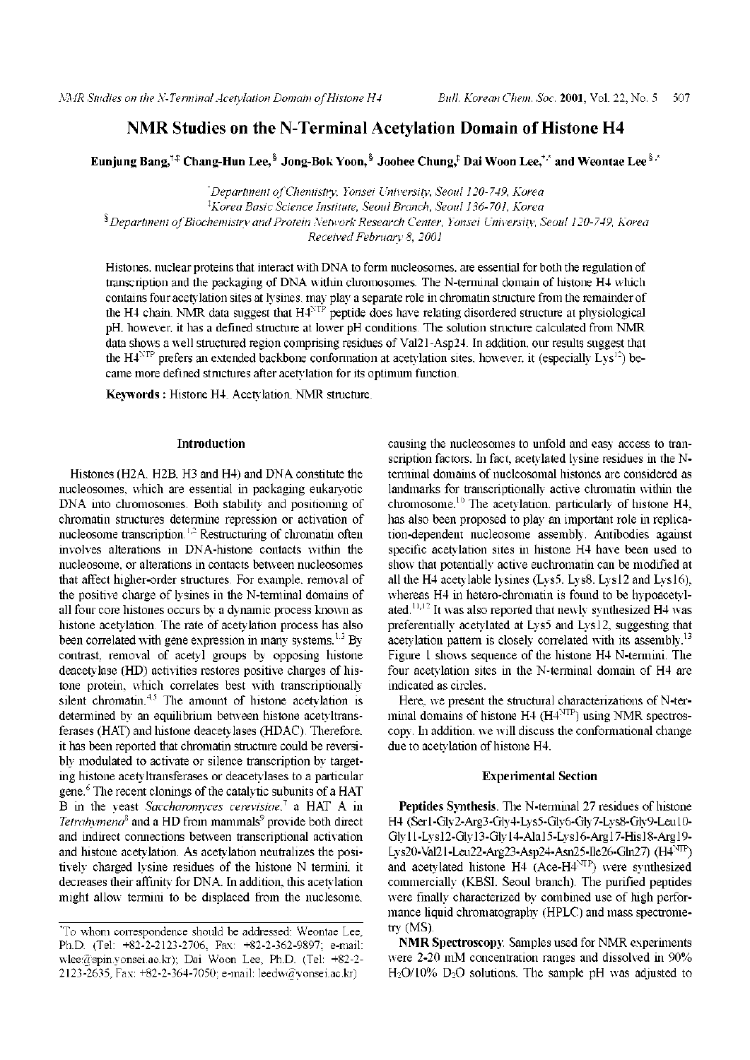# NMR Studies on the N-Terminal Acetylation Domain of Histone H4

**Eunjung Bang,[†,‡] Chang-Hun Lee,[§] Jong-Bok Yoon,[§] Joohee Chung,[‡] Dai Woon Lee,[†,*] and Weontae Lee[§,*]**

[†]Department of Chemistry, Yonsei University, Seoul 120-749, Korea
[‡]Korea Basic Science Institute, Seoul Branch, Seoul 136-701, Korea
[§]Department of Biochemistry and Protein Network Research Center, Yonsei University, Seoul 120-749, Korea
Received February 8, 2001

Histones, nuclear proteins that interact with DNA to form nucleosomes, are essential for both the regulation of transcription and the packaging of DNA within chromosomes. The N-terminal domain of histone H4 which contains four acetylation sites at lysines, may play a separate role in chromatin structure from the remainder of the H4 chain. NMR data suggest that $H4^{NTP}$ peptide does have relating disordered structure at physiological pH, however, it has a defined structure at lower pH conditions. The solution structure calculated from NMR data shows a well structured region comprising residues of Val21-Asp24. In addition, our results suggest that the $H4^{NTP}$ prefers an extended backbone conformation at acetylation sites, however, it (especially $Lys^{12}$) became more defined structures after acetylation for its optimum function.

**Keywords**: Histone H4, Acetylation, NMR structure.

## Introduction

Histones (H2A, H2B, H3 and H4) and DNA constitute the nucleosomes, which are essential in packaging eukaryotic DNA into chromosomes. Both stability and positioning of chromatin structures determine repression or activation of nucleosome transcription.[1,2] Restructuring of chromatin often involves alterations in DNA-histone contacts within the nucleosome, or alterations in contacts between nucleosomes that affect higher-order structures. For example, removal of the positive charge of lysines in the N-terminal domains of all four core histones occurs by a dynamic process known as histone acetylation. The rate of acetylation process has also been correlated with gene expression in many systems.[1,3] By contrast, removal of acetyl groups by opposing histone deacetylase (HD) activities restores positive charges of histone protein, which correlates best with transcriptionally silent chromatin.[4,5] The amount of histone acetylation is determined by an equilibrium between histone acetyltransferases (HAT) and histone deacetylases (HDAC). Therefore, it has been reported that chromatin structure could be reversibly modulated to activate or silence transcription by targeting histone acetyltransferases or deacetylases to a particular gene.[6] The recent clonings of the catalytic subunits of a HAT B in the yeast *Saccharomyces cerevisiae*,[7] a HAT A in *Tetrahymena*[8] and a HD from mammals[9] provide both direct and indirect connections between transcriptional activation and histone acetylation. As acetylation neutralizes the positively charged lysine residues of the histone N termini, it decreases their affinity for DNA. In addition, this acetylation might allow termini to be displaced from the nucleosome, causing the nucleosomes to unfold and easy access to transcription factors. In fact, acetylated lysine residues in the N-terminal domains of nucleosomal histones are considered as landmarks for transcriptionally active chromatin within the chromosome.[10] The acetylation, particularly of histone H4, has also been proposed to play an important role in replication-dependent nucleosome assembly. Antibodies against specific acetylation sites in histone H4 have been used to show that potentially active euchromatin can be modified at all the H4 acetylable lysines (Lys5, Lys8, Lys12 and Lys16), whereas H4 in hetero-chromatin is found to be hypoacetylated.[11,12] It was also reported that newly synthesized H4 was preferentially acetylated at Lys5 and Lys12, suggesting that acetylation pattern is closely correlated with its assembly.[13] Figure 1 shows sequence of the histone H4 N-termini. The four acetylation sites in the N-terminal domain of H4 are indicated as circles.

Here, we present the structural characterizations of N-terminal domains of histone H4 ($H4^{NTP}$) using NMR spectroscopy. In addition, we will discuss the conformational change due to acetylation of histone H4.

## Experimental Section

**Peptides Synthesis.** The N-terminal 27 residues of histone H4 (Ser1-Gly2-Arg3-Gly4-Lys5-Gly6-Gly7-Lys8-Gly9-Leu10-Gly11-Lys12-Gly13-Gly14-Ala15-Lys16-Arg17-His18-Arg19-Lys20-Val21-Leu22-Arg23-Asp24-Asn25-Ile26-Gln27) ($H4^{NTP}$) and acetylated histone H4 (Ace-$H4^{NTP}$) were synthesized commercially (KBSI, Seoul branch). The purified peptides were finally characterized by combined use of high performance liquid chromatography (HPLC) and mass spectrometry (MS).

**NMR Spectroscopy.** Samples used for NMR experiments were 2-20 mM concentration ranges and dissolved in 90% $H_2O$/10% $D_2O$ solutions. The sample pH was adjusted to

---

*To whom correspondence should be addressed: Weontae Lee, Ph.D. (Tel: +82-2-2123-2706, Fax: +82-2-362-9897; e-mail: wlee@spin.yonsei.ac.kr); Dai Woon Lee, Ph.D. (Tel: +82-2-2123-2635, Fax: +82-2-364-7050; e-mail: leedw@yonsei.ac.kr)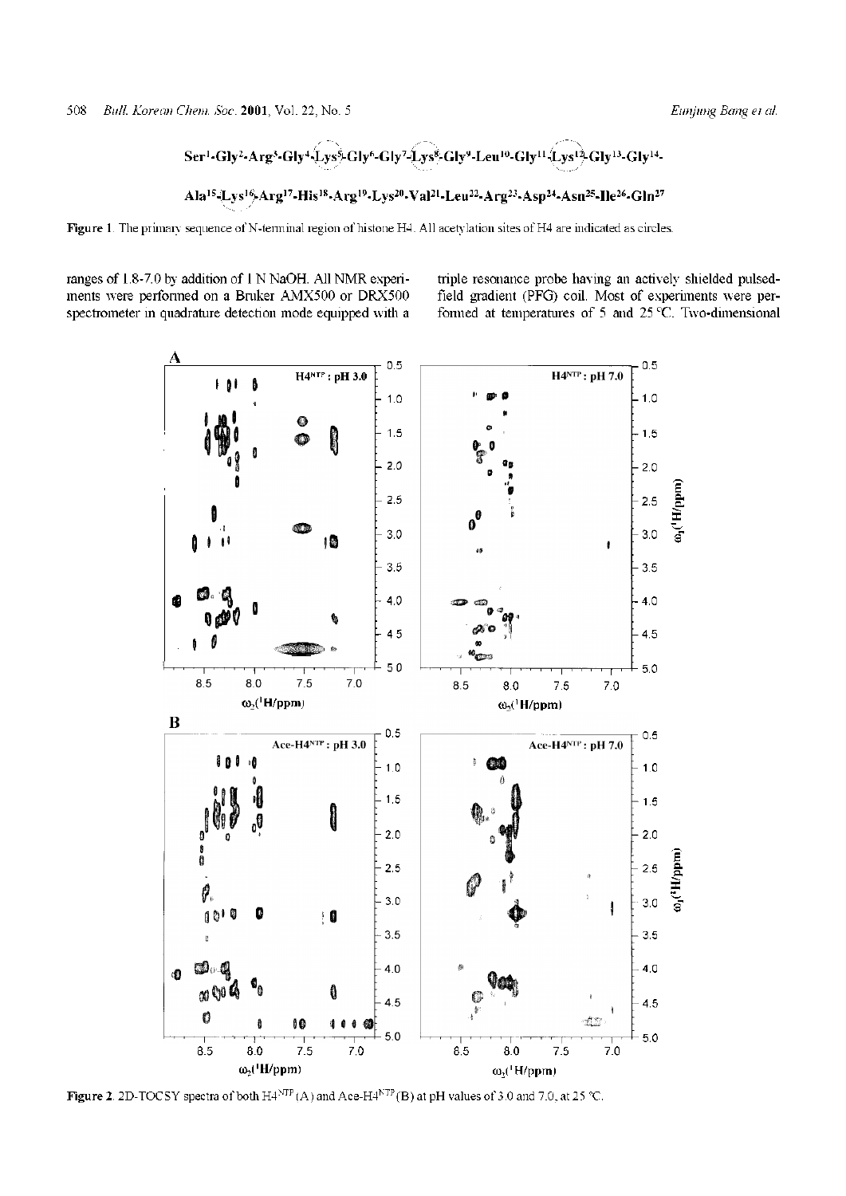Ser[1]-Gly[2]-Arg[3]-Gly[4]-Lys[5]-Gly[6]-Gly[7]-Lys[8]-Gly[9]-Leu[10]-Gly[11]-Lys[12]-Gly[13]-Gly[14]-

Ala[15]-Lys[16]-Arg[17]-His[18]-Arg[19]-Lys[20]-Val[21]-Leu[22]-Arg[23]-Asp[24]-Asn[25]-Ile[26]-Gln[27]

**Figure 1**. The primary sequence of N-terminal region of histone H4. All acetylation sites of H4 are indicated as circles.

ranges of 1.8-7.0 by addition of 1 N NaOH. All NMR experiments were performed on a Bruker AMX500 or DRX500 spectrometer in quadrature detection mode equipped with a triple resonance probe having an actively shielded pulsed-field gradient (PFG) coil. Most of experiments were performed at temperatures of 5 and 25 °C. Two-dimensional

**Figure 2**. 2D-TOCSY spectra of both $H4^{NTP}$ (A) and Ace-$H4^{NTP}$ (B) at pH values of 3.0 and 7.0, at 25 °C.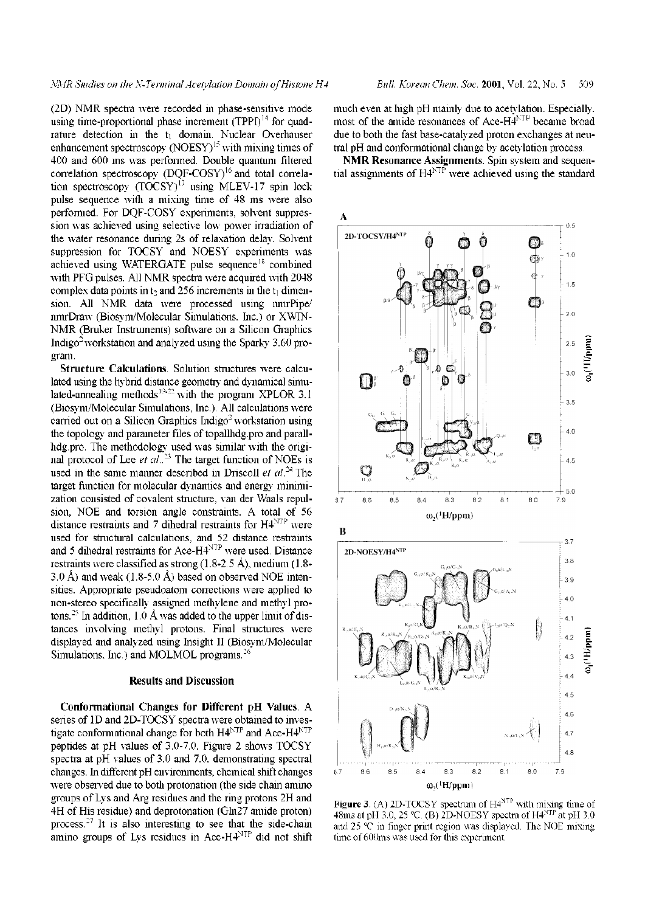(2D) NMR spectra were recorded in phase-sensitive mode using time-proportional phase increment (TPPI)[14] for quadrature detection in the $t_1$ domain. Nuclear Overhauser enhancement spectroscopy (NOESY)[15] with mixing times of 400 and 600 ms was performed. Double quantum filtered correlation spectroscopy (DQF-COSY)[16] and total correlation spectroscopy (TOCSY)[17] using MLEV-17 spin lock pulse sequence with a mixing time of 48 ms were also performed. For DQF-COSY experiments, solvent suppression was achieved using selective low power irradiation of the water resonance during 2s of relaxation delay. Solvent suppression for TOCSY and NOESY experiments was achieved using WATERGATE pulse sequence[18] combined with PFG pulses. All NMR spectra were acquired with 2048 complex data points in $t_2$ and 256 increments in the $t_1$ dimension. All NMR data were processed using nmrPipe/nmrDraw (Biosym/Molecular Simulations. Inc.) or XWIN-NMR (Bruker Instruments) software on a Silicon Graphics Indigo[2] workstation and analyzed using the Sparky 3.60 program.

**Structure Calculations.** Solution structures were calculated using the hybrid distance geometry and dynamical simulated-annealing methods[19-22] with the program XPLOR 3.1 (Biosym/Molecular Simulations, Inc.). All calculations were carried out on a Silicon Graphics Indigo[2] workstation using the topology and parameter files of topallhdg.pro and parallhdg.pro. The methodology used was similar with the original protocol of Lee *et al.*.[23] The target function of NOEs is used in the same manner described in Driscoll *et al.*[24] The target function for molecular dynamics and energy minimization consisted of covalent structure, van der Waals repulsion, NOE and torsion angle constraints. A total of 56 distance restraints and 7 dihedral restraints for $H4^{NTP}$ were used for structural calculations, and 52 distance restraints and 5 dihedral restraints for Ace-$H4^{NTP}$ were used. Distance restraints were classified as strong (1.8-2.5 Å), medium (1.8-3.0 Å) and weak (1.8-5.0 Å) based on observed NOE intensities. Appropriate pseudoatom corrections were applied to non-stereo specifically assigned methylene and methyl protons.[25] In addition, 1.0 Å was added to the upper limit of distances involving methyl protons. Final structures were displayed and analyzed using Insight II (Biosym/Molecular Simulations. Inc.) and MOLMOL programs.[26]

## Results and Discussion

**Conformational Changes for Different pH Values.** A series of 1D and 2D-TOCSY spectra were obtained to investigate conformational change for both $H4^{NTP}$ and Ace-$H4^{NTP}$ peptides at pH values of 3.0-7.0. Figure 2 shows TOCSY spectra at pH values of 3.0 and 7.0, demonstrating spectral changes. In different pH environments, chemical shift changes were observed due to both protonation (the side chain amino groups of Lys and Arg residues and the ring protons 2H and 4H of His residue) and deprotonation (Gln27 amide proton) process.[27] It is also interesting to see that the side-chain amino groups of Lys residues in Ace-$H4^{NTP}$ did not shift much even at high pH mainly due to acetylation. Especially, most of the amide resonances of Ace-$H4^{NTP}$ became broad due to both the fast base-catalyzed proton exchanges at neutral pH and conformational change by acetylation process.

**NMR Resonance Assignments.** Spin system and sequential assignments of $H4^{NTP}$ were achieved using the standard

**Figure 3.** (A) 2D-TOCSY spectrum of $H4^{NTP}$ with mixing time of 48ms at pH 3.0, 25 °C. (B) 2D-NOESY spectra of $H4^{NTP}$ at pH 3.0 and 25 °C in finger print region was displayed. The NOE mixing time of 600ms was used for this experiment.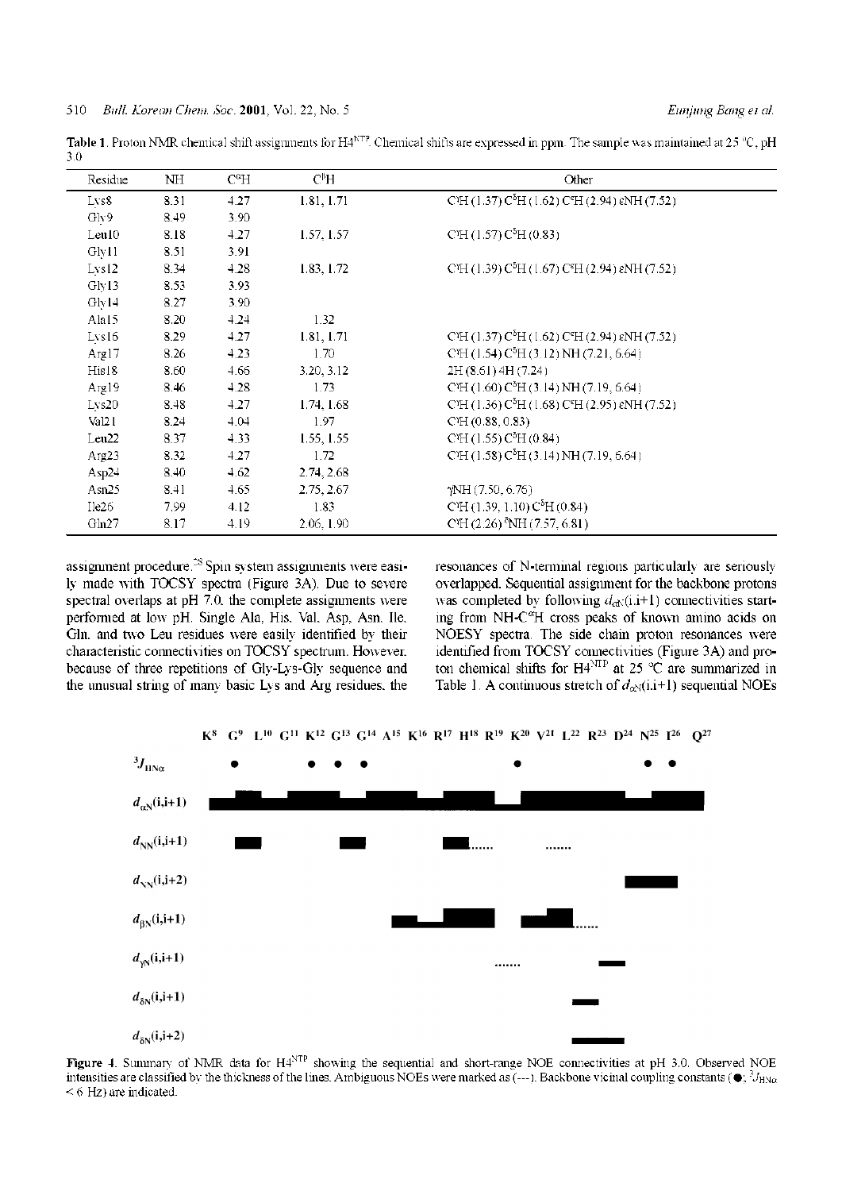**Table 1.** Proton NMR chemical shift assignments for H4[NTP]. Chemical shifts are expressed in ppm. The sample was maintained at 25 °C, pH 3.0

| Residue | NH | $C^{\alpha}H$ | $C^{\beta}H$ | Other |
|---|---|---|---|---|
| Lys8 | 8.31 | 4.27 | 1.81, 1.71 | $C^{\gamma}H$ (1.37) $C^{\delta}H$ (1.62) $C^{\varepsilon}H$ (2.94) εNH (7.52) |
| Gly9 | 8.49 | 3.90 | | |
| Leu10 | 8.18 | 4.27 | 1.57, 1.57 | $C^{\gamma}H$ (1.57) $C^{\delta}H$ (0.83) |
| Gly11 | 8.51 | 3.91 | | |
| Lys12 | 8.34 | 4.28 | 1.83, 1.72 | $C^{\gamma}H$ (1.39) $C^{\delta}H$ (1.67) $C^{\varepsilon}H$ (2.94) εNH (7.52) |
| Gly13 | 8.53 | 3.93 | | |
| Gly14 | 8.27 | 3.90 | | |
| Ala15 | 8.20 | 4.24 | 1.32 | |
| Lys16 | 8.29 | 4.27 | 1.81, 1.71 | $C^{\gamma}H$ (1.37) $C^{\delta}H$ (1.62) $C^{\varepsilon}H$ (2.94) εNH (7.52) |
| Arg17 | 8.26 | 4.23 | 1.70 | $C^{\gamma}H$ (1.54) $C^{\delta}H$ (3.12) NH (7.21, 6.64) |
| His18 | 8.60 | 4.66 | 3.20, 3.12 | 2H (8.61) 4H (7.24) |
| Arg19 | 8.46 | 4.28 | 1.73 | $C^{\gamma}H$ (1.60) $C^{\delta}H$ (3.14) NH (7.19, 6.64) |
| Lys20 | 8.48 | 4.27 | 1.74, 1.68 | $C^{\gamma}H$ (1.36) $C^{\delta}H$ (1.68) $C^{\varepsilon}H$ (2.95) εNH (7.52) |
| Val21 | 8.24 | 4.04 | 1.97 | $C^{\gamma}H$ (0.88, 0.83) |
| Leu22 | 8.37 | 4.33 | 1.55, 1.55 | $C^{\gamma}H$ (1.55) $C^{\delta}H$ (0.84) |
| Arg23 | 8.32 | 4.27 | 1.72 | $C^{\gamma}H$ (1.58) $C^{\delta}H$ (3.14) NH (7.19, 6.64) |
| Asp24 | 8.40 | 4.62 | 2.74, 2.68 | |
| Asn25 | 8.41 | 4.65 | 2.75, 2.67 | γNH (7.50, 6.76) |
| Ile26 | 7.99 | 4.12 | 1.83 | $C^{\gamma}H$ (1.39, 1.10) $C^{\delta}H$ (0.84) |
| Gln27 | 8.17 | 4.19 | 2.06, 1.90 | $C^{\gamma}H$ (2.26) $^{\delta}$NH (7.57, 6.81) |

assignment procedure.[28] Spin system assignments were easily made with TOCSY spectra (Figure 3A). Due to severe spectral overlaps at pH 7.0, the complete assignments were performed at low pH. Single Ala, His, Val, Asp, Asn, Ile, Gln, and two Leu residues were easily identified by their characteristic connectivities on TOCSY spectrum. However, because of three repetitions of Gly-Lys-Gly sequence and the unusual string of many basic Lys and Arg residues, the resonances of N-terminal regions particularly are seriously overlapped. Sequential assignment for the backbone protons was completed by following $d_{\alpha N}(i,i+1)$ connectivities starting from NH-$C^{\alpha}$H cross peaks of known amino acids on NOESY spectra. The side chain proton resonances were identified from TOCSY connectivities (Figure 3A) and proton chemical shifts for H4[NTP] at 25 °C are summarized in Table 1. A continuous stretch of $d_{\alpha N}(i,i+1)$ sequential NOEs

**Figure 4.** Summary of NMR data for H4[NTP] showing the sequential and short-range NOE connectivities at pH 3.0. Observed NOE intensities are classified by the thickness of the lines. Ambiguous NOEs were marked as (---). Backbone vicinal coupling constants (●; $^{3}J_{HN\alpha}$ < 6 Hz) are indicated.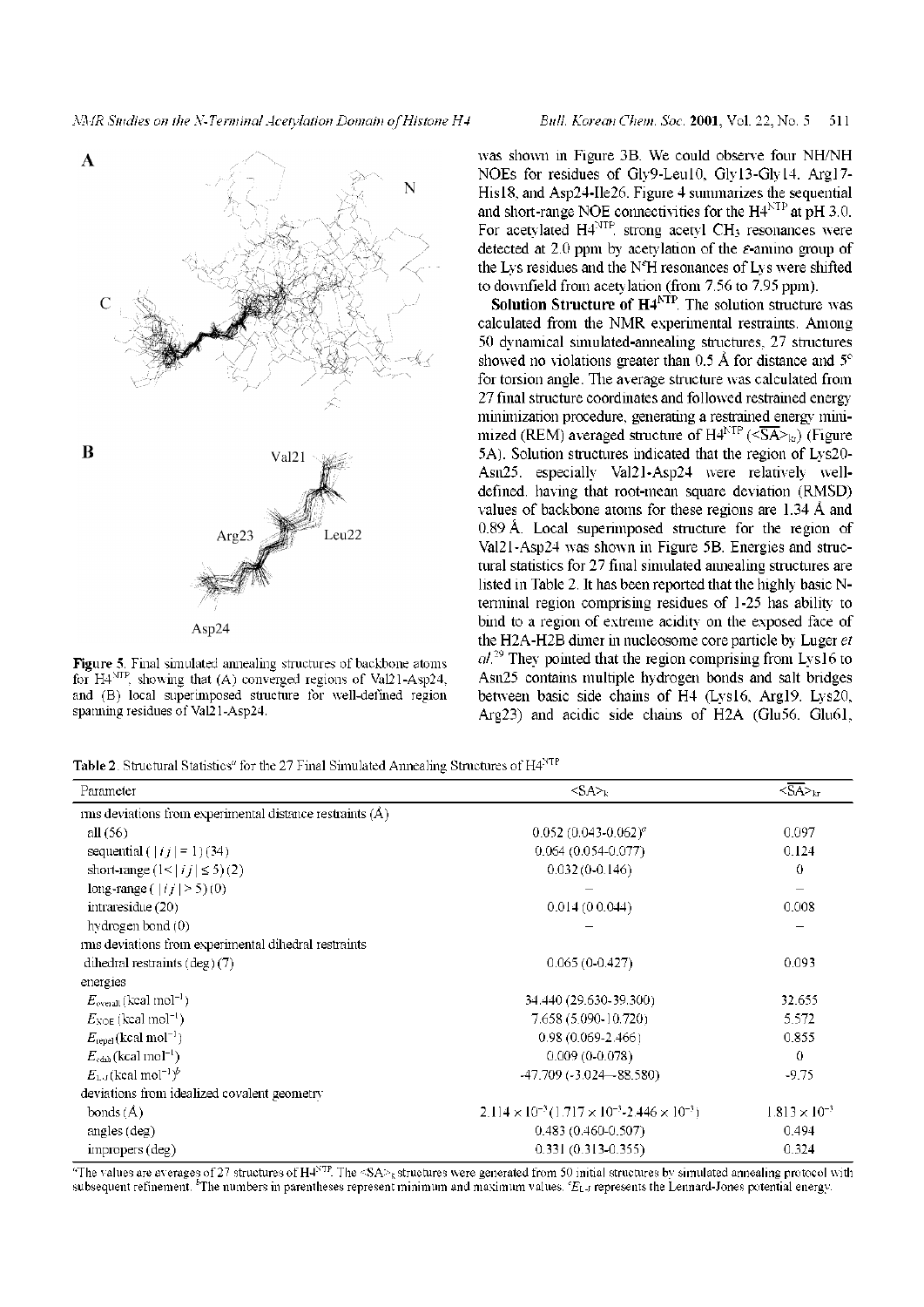**Figure 5.** Final simulated annealing structures of backbone atoms for $H4^{NTP}$, showing that (A) converged regions of Val21-Asp24, and (B) local superimposed structure for well-defined region spanning residues of Val21-Asp24.

was shown in Figure 3B. We could observe four NH/NH NOEs for residues of Gly9-Leu10, Gly13-Gly14, Arg17-His18, and Asp24-Ile26. Figure 4 summarizes the sequential and short-range NOE connectivities for the $H4^{NTP}$ at pH 3.0. For acetylated $H4^{NTP}$, strong acetyl $CH_3$ resonances were detected at 2.0 ppm by acetylation of the $\varepsilon$-amino group of the Lys residues and the $N^{\varepsilon}H$ resonances of Lys were shifted to downfield from acetylation (from 7.56 to 7.95 ppm).

**Solution Structure of $H4^{NTP}$.** The solution structure was calculated from the NMR experimental restraints. Among 50 dynamical simulated-annealing structures, 27 structures showed no violations greater than 0.5 Å for distance and 5° for torsion angle. The average structure was calculated from 27 final structure coordinates and followed restrained energy minimization procedure, generating a restrained energy minimized (REM) averaged structure of $H4^{NTP}$ ($<\overline{SA}>_{kr}$) (Figure 5A). Solution structures indicated that the region of Lys20-Asn25, especially Val21-Asp24 were relatively well-defined, having that root-mean square deviation (RMSD) values of backbone atoms for these regions are 1.34 Å and 0.89 Å. Local superimposed structure for the region of Val21-Asp24 was shown in Figure 5B. Energies and structural statistics for 27 final simulated annealing structures are listed in Table 2. It has been reported that the highly basic N-terminal region comprising residues of 1-25 has ability to bind to a region of extreme acidity on the exposed face of the H2A-H2B dimer in nucleosome core particle by Luger *et al.*[29] They pointed that the region comprising from Lys16 to Asn25 contains multiple hydrogen bonds and salt bridges between basic side chains of H4 (Lys16, Arg19, Lys20, Arg23) and acidic side chains of H2A (Glu56, Glu61,

**Table 2.** Structural Statistics[a] for the 27 Final Simulated Annealing Structures of $H4^{NTP}$

| Parameter | $<SA>_k$ | $<\overline{SA}>_{kr}$ |
|---|---|---|
| rms deviations from experimental distance restraints (Å) | | |
| all (56) | 0.052 (0.043-0.062)[b] | 0.097 |
| sequential ($\|i-j\| = 1$) (34) | 0.064 (0.054-0.077) | 0.124 |
| short-range ($1 < \|i-j\| \leq 5$) (2) | 0.032 (0-0.146) | 0 |
| long-range ($\|i-j\| > 5$) (0) | – | – |
| intraresidue (20) | 0.014 (0-0.044) | 0.008 |
| hydrogen bond (0) | – | – |
| rms deviations from experimental dihedral restraints | | |
| dihedral restraints (deg) (7) | 0.065 (0-0.427) | 0.093 |
| energies | | |
| $E_{overall}$ (kcal mol$^{-1}$) | 34.440 (29.630-39.300) | 32.655 |
| $E_{NOE}$ (kcal mol$^{-1}$) | 7.658 (5.090-10.720) | 5.572 |
| $E_{repel}$ (kcal mol$^{-1}$) | 0.98 (0.069-2.466) | 0.855 |
| $E_{cdih}$ (kcal mol$^{-1}$) | 0.009 (0-0.078) | 0 |
| $E_{L-J}$ (kcal mol$^{-1}$)[c] | -47.709 (-3.024–-88.580) | -9.75 |
| deviations from idealized covalent geometry | | |
| bonds (Å) | $2.114 \times 10^{-3}$ ($1.717 \times 10^{-3}$-$2.446 \times 10^{-3}$) | $1.813 \times 10^{-3}$ |
| angles (deg) | 0.483 (0.460-0.507) | 0.494 |
| impropers (deg) | 0.331 (0.313-0.355) | 0.324 |

[a]The values are averages of 27 structures of $H4^{NTP}$. The $<SA>_k$ structures were generated from 50 initial structures by simulated annealing protocol with subsequent refinement. [b]The numbers in parentheses represent minimum and maximum values. [c]$E_{L-J}$ represents the Lennard-Jones potential energy.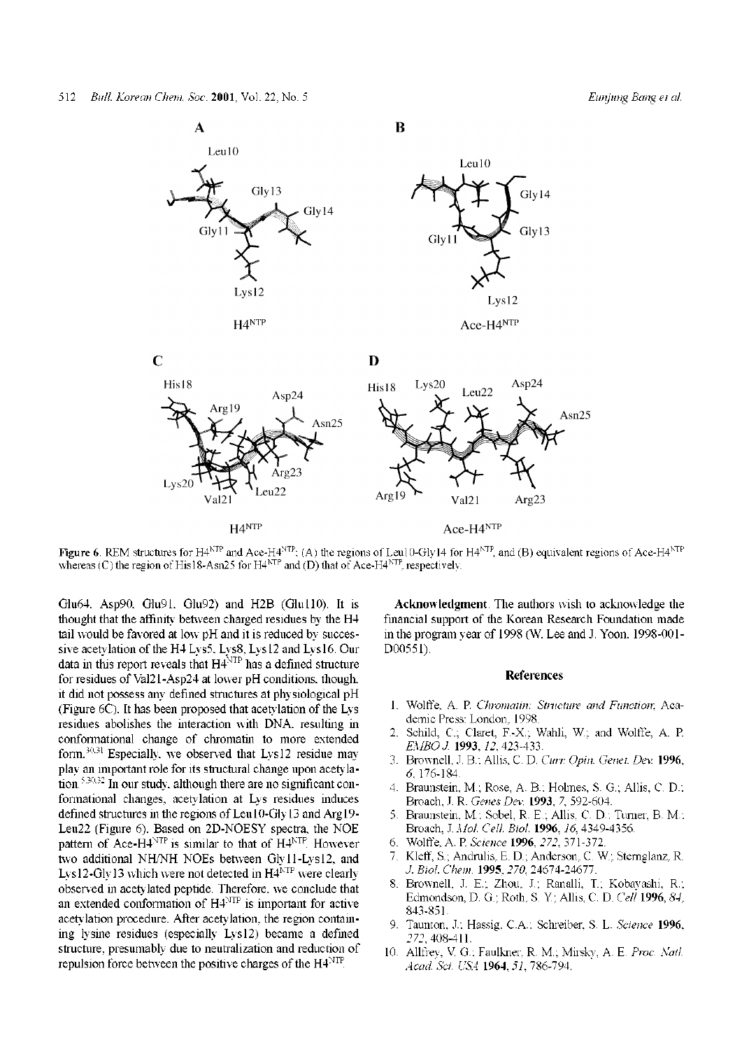Figure 6. REM structures for H4$^{NTP}$ and Ace-H4$^{NTP}$; (A) the regions of Leu10-Gly14 for H4$^{NTP}$, and (B) equivalent regions of Ace-H4$^{NTP}$ whereas (C) the region of His18-Asn25 for H4$^{NTP}$ and (D) that of Ace-H4$^{NTP}$, respectively.

Glu64, Asp90, Glu91, Glu92) and H2B (Glu110). It is thought that the affinity between charged residues by the H4 tail would be favored at low pH and it is reduced by successive acetylation of the H4 Lys5, Lys8, Lys12 and Lys16. Our data in this report reveals that H4$^{NTP}$ has a defined structure for residues of Val21-Asp24 at lower pH conditions, though, it did not possess any defined structures at physiological pH (Figure 6C). It has been proposed that acetylation of the Lys residues abolishes the interaction with DNA, resulting in conformational change of chromatin to more extended form.[30,31] Especially, we observed that Lys12 residue may play an important role for its structural change upon acetylation.[5,30,32] In our study, although there are no significant conformational changes, acetylation at Lys residues induces defined structures in the regions of Leu10-Gly13 and Arg19-Leu22 (Figure 6). Based on 2D-NOESY spectra, the NOE pattern of Ace-H4$^{NTP}$ is similar to that of H4$^{NTP}$. However two additional NH/NH NOEs between Gly11-Lys12, and Lys12-Gly13 which were not detected in H4$^{NTP}$ were clearly observed in acetylated peptide. Therefore, we conclude that an extended conformation of H4$^{NTP}$ is important for active acetylation procedure. After acetylation, the region containing lysine residues (especially Lys12) became a defined structure, presumably due to neutralization and reduction of repulsion force between the positive charges of the H4$^{NTP}$.

**Acknowledgment**. The authors wish to acknowledge the financial support of the Korean Research Foundation made in the program year of 1998 (W. Lee and J. Yoon, 1998-001-D00551).

## References

1. Wolffe, A. P. *Chromatin: Structure and Function*; Academic Press: London, 1998.
2. Schild, C.; Claret, F.-X.; Wahli, W.; and Wolffe, A. P. *EMBO J.* **1993**, *12*, 423-433.
3. Brownell, J. E.; Allis, C. D. *Curr. Opin. Genet. Dev.* **1996**, *6*, 176-184.
4. Braunstein, M.; Rose, A. B.; Holmes, S. G.; Allis, C. D.; Broach, J. R. *Genes Dev.* **1993**, *7*, 592-604.
5. Braunstein, M.; Sobel, R. E.; Allis, C. D.; Turner, B. M.; Broach, J. *Mol. Cell. Biol.* **1996**, *16*, 4349-4356.
6. Wolffe, A. P. *Science* **1996**, *272*, 371-372.
7. Kleff, S.; Andrulis, E. D.; Anderson, C. W.; Sternglanz, R. *J. Biol. Chem.* **1995**, *270*, 24674-24677.
8. Brownell, J. E.; Zhou, J.; Ranalli, T.; Kobayashi, R.; Edmondson, D. G.; Roth, S. Y.; Allis, C. D. *Cell* **1996**, *84*, 843-851.
9. Taunton, J.; Hassig, C.A.; Schreiber, S. L. *Science* **1996**, *272*, 408-411.
10. Allfrey, V. G.; Faulkner, R. M.; Mirsky, A. E. *Proc. Natl. Acad. Sci. USA* **1964**, *51*, 786-794.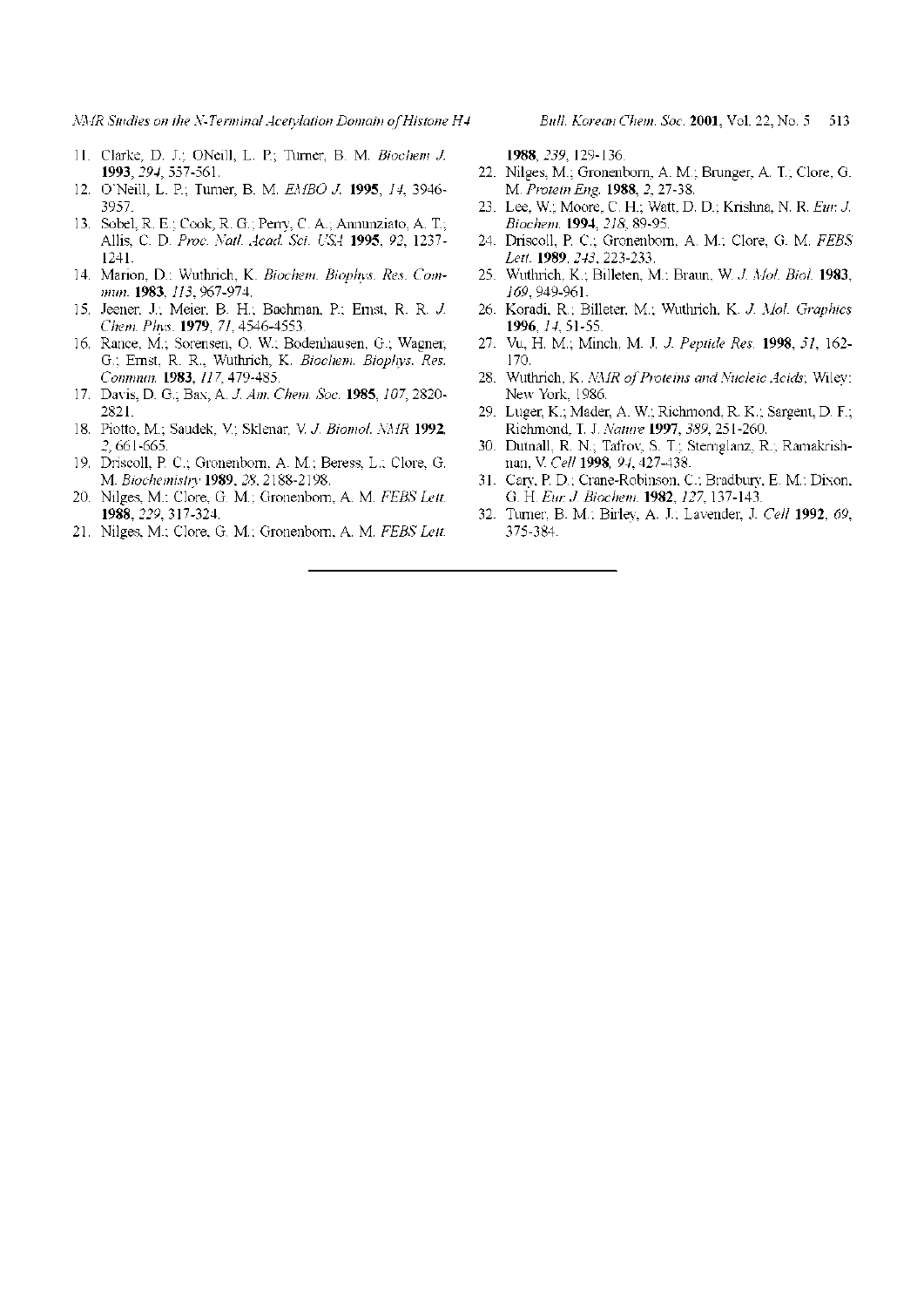11. Clarke, D. J.; ONeill, L. P.; Turner, B. M. *Biochem J.* **1993**, *294*, 557-561.
12. O'Neill, L. P.; Turner, B. M. *EMBO J.* **1995**, *14*, 3946-3957.
13. Sobel, R. E.; Cook, R. G.; Perry, C. A.; Annunziato, A. T.; Allis, C. D. *Proc. Natl. Acad. Sci. USA* **1995**, *92*, 1237-1241.
14. Marion, D.; Wuthrich, K. *Biochem. Biophys. Res. Commun.* **1983**, *113*, 967-974.
15. Jeener, J.; Meier, B. H.; Bachman, P.; Ernst, R. R. *J. Chem. Phys.* **1979**, *71*, 4546-4553.
16. Rance, M.; Sorensen, O. W.; Bodenhausen, G.; Wagner, G.; Ernst, R. R.; Wuthrich, K. *Biochem. Biophys. Res. Commun.* **1983**, *117*, 479-485.
17. Davis, D. G.; Bax, A. *J. Am. Chem. Soc.* **1985**, *107*, 2820-2821.
18. Piotto, M.; Saudek, V.; Sklenar, V. *J. Biomol. NMR* **1992**, *2*, 661-665.
19. Driscoll, P. C.; Gronenborn, A. M.; Beress, L.; Clore, G. M. *Biochemistry* **1989**, *28*, 2188-2198.
20. Nilges, M.; Clore, G. M.; Gronenborn, A. M. *FEBS Lett.* **1988**, *229*, 317-324.
21. Nilges, M.; Clore, G. M.; Gronenborn, A. M. *FEBS Lett.* **1988**, *239*, 129-136.
22. Nilges, M.; Gronenborn, A. M.; Brunger, A. T.; Clore, G. M. *Protein Eng.* **1988**, *2*, 27-38.
23. Lee, W.; Moore, C. H.; Watt, D. D.; Krishna, N. R. *Eur. J. Biochem.* **1994**, *218*, 89-95.
24. Driscoll, P. C.; Gronenborn, A. M.; Clore, G. M. *FEBS Lett.* **1989**, *243*, 223-233.
25. Wuthrich, K.; Billeten, M.; Braun, W. *J. Mol. Biol.* **1983**, *169*, 949-961.
26. Koradi, R.; Billeter, M.; Wuthrich, K. *J. Mol. Graphics* **1996**, *14*, 51-55.
27. Vu, H. M.; Minch, M. J. *J. Peptide Res.* **1998**, *51*, 162-170.
28. Wuthrich, K. *NMR of Proteins and Nucleic Acids*; Wiley: New York, 1986.
29. Luger, K.; Mader, A. W.; Richmond, R. K.; Sargent, D. F.; Richmond, T. J. *Nature* **1997**, *389*, 251-260.
30. Dutnall, R. N.; Tafrov, S. T.; Sternglanz, R.; Ramakrishnan, V. *Cell* **1998**, *94*, 427-438.
31. Cary, P. D.; Crane-Robinson, C.; Bradbury, E. M.; Dixon, G. H. *Eur. J. Biochem.* **1982**, *127*, 137-143.
32. Turner, B. M.; Birley, A. J.; Lavender, J. *Cell* **1992**, *69*, 375-384.